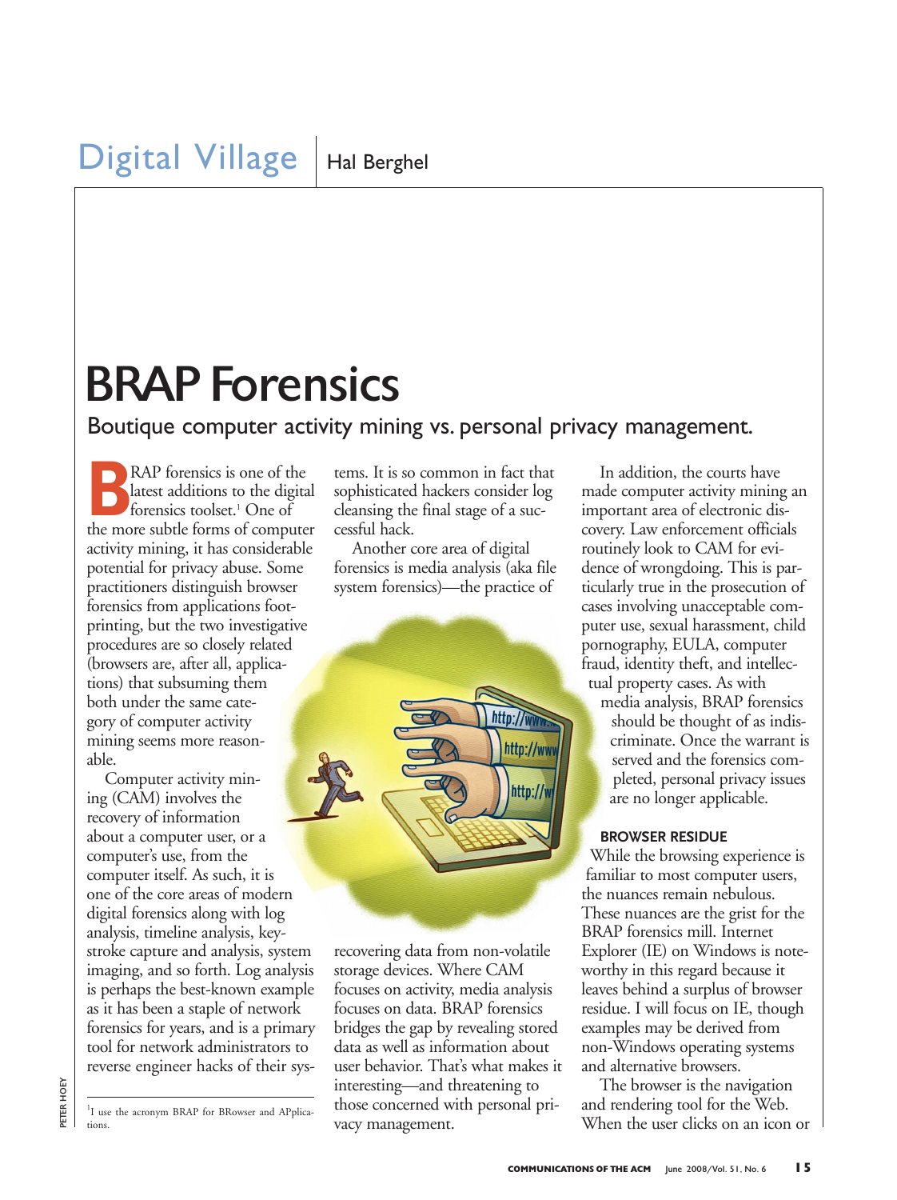Digital Village | Hal Berghel

# BRAP Forensics

## Boutique computer activity mining vs. personal privacy management.

BRAP forensics is one of the latest additions to the digital forensics toolset.[1] One of the more subtle forms of computer activity mining, it has considerable potential for privacy abuse. Some practitioners distinguish browser forensics from applications footprinting, but the two investigative procedures are so closely related (browsers are, after all, applications) that subsuming them both under the same category of computer activity mining seems more reasonable.

Computer activity mining (CAM) involves the recovery of information about a computer user, or a computer's use, from the computer itself. As such, it is one of the core areas of modern digital forensics along with log analysis, timeline analysis, keystroke capture and analysis, system imaging, and so forth. Log analysis is perhaps the best-known example as it has been a staple of network forensics for years, and is a primary tool for network administrators to reverse engineer hacks of their systems. It is so common in fact that sophisticated hackers consider log cleansing the final stage of a successful hack.

Another core area of digital forensics is media analysis (aka file system forensics)—the practice of recovering data from non-volatile storage devices. Where CAM focuses on activity, media analysis focuses on data. BRAP forensics bridges the gap by revealing stored data as well as information about user behavior. That's what makes it interesting—and threatening to those concerned with personal privacy management.

In addition, the courts have made computer activity mining an important area of electronic discovery. Law enforcement officials routinely look to CAM for evidence of wrongdoing. This is particularly true in the prosecution of cases involving unacceptable computer use, sexual harassment, child pornography, EULA, computer fraud, identity theft, and intellectual property cases. As with media analysis, BRAP forensics should be thought of as indiscriminate. Once the warrant is served and the forensics completed, personal privacy issues are no longer applicable.

### BROWSER RESIDUE

While the browsing experience is familiar to most computer users, the nuances remain nebulous. These nuances are the grist for the BRAP forensics mill. Internet Explorer (IE) on Windows is noteworthy in this regard because it leaves behind a surplus of browser residue. I will focus on IE, though examples may be derived from non-Windows operating systems and alternative browsers.

The browser is the navigation and rendering tool for the Web. When the user clicks on an icon or

[1] I use the acronym BRAP for BRowser and APplications.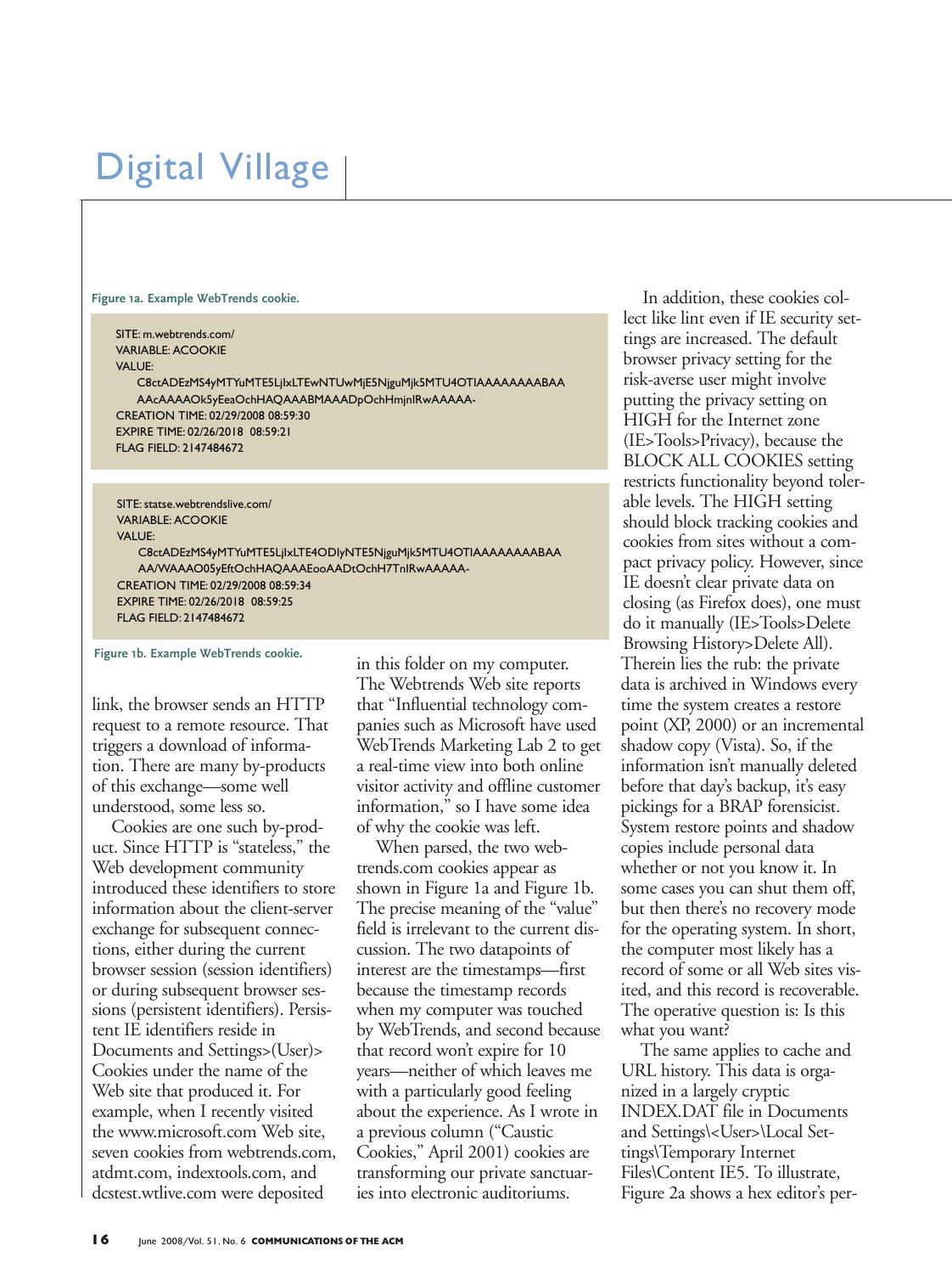Figure 1a. Example WebTrends cookie.

```
SITE: m.webtrends.com/
VARIABLE: ACOOKIE
VALUE:
    C8ctADEzMS4yMTYuMTE5LjIxLTEwNTUwMjE5NjguMjk5MTU4OTIAAAAAAAABAA
    AAcAAAAOk5yEeaOchHAQAAABMAAADpOchHmjnIRwAAAAA-
CREATION TIME: 02/29/2008 08:59:30
EXPIRE TIME: 02/26/2018 08:59:21
FLAG FIELD: 2147484672
```

```
SITE: statse.webtrendslive.com/
VARIABLE: ACOOKIE
VALUE:
    C8ctADEzMS4yMTYuMTE5LjIxLTE4ODIyNTE5NjguMjk5MTU4OTIAAAAAAAABAA
    AA/WAAAO05yEftOchHAQAAAEooAADtOchH7TnIRwAAAAA-
CREATION TIME: 02/29/2008 08:59:34
EXPIRE TIME: 02/26/2018 08:59:25
FLAG FIELD: 2147484672
```

Figure 1b. Example WebTrends cookie.

link, the browser sends an HTTP request to a remote resource. That triggers a download of information. There are many by-products of this exchange—some well understood, some less so.

Cookies are one such by-product. Since HTTP is "stateless," the Web development community introduced these identifiers to store information about the client-server exchange for subsequent connections, either during the current browser session (session identifiers) or during subsequent browser sessions (persistent identifiers). Persistent IE identifiers reside in Documents and Settings>(User)> Cookies under the name of the Web site that produced it. For example, when I recently visited the www.microsoft.com Web site, seven cookies from webtrends.com, atdmt.com, indextools.com, and dcstest.wtlive.com were deposited in this folder on my computer. The Webtrends Web site reports that "Influential technology companies such as Microsoft have used WebTrends Marketing Lab 2 to get a real-time view into both online visitor activity and offline customer information," so I have some idea of why the cookie was left.

When parsed, the two webtrends.com cookies appear as shown in Figure 1a and Figure 1b. The precise meaning of the "value" field is irrelevant to the current discussion. The two datapoints of interest are the timestamps—first because the timestamp records when my computer was touched by WebTrends, and second because that record won't expire for 10 years—neither of which leaves me with a particularly good feeling about the experience. As I wrote in a previous column ("Caustic Cookies," April 2001) cookies are transforming our private sanctuaries into electronic auditoriums.

In addition, these cookies collect like lint even if IE security settings are increased. The default browser privacy setting for the risk-averse user might involve putting the privacy setting on HIGH for the Internet zone (IE>Tools>Privacy), because the BLOCK ALL COOKIES setting restricts functionality beyond tolerable levels. The HIGH setting should block tracking cookies and cookies from sites without a compact privacy policy. However, since IE doesn't clear private data on closing (as Firefox does), one must do it manually (IE>Tools>Delete Browsing History>Delete All). Therein lies the rub: the private data is archived in Windows every time the system creates a restore point (XP, 2000) or an incremental shadow copy (Vista). So, if the information isn't manually deleted before that day's backup, it's easy pickings for a BRAP forensicist. System restore points and shadow copies include personal data whether or not you know it. In some cases you can shut them off, but then there's no recovery mode for the operating system. In short, the computer most likely has a record of some or all Web sites visited, and this record is recoverable. The operative question is: Is this what you want?

The same applies to cache and URL history. This data is organized in a largely cryptic INDEX.DAT file in Documents and Settings\<User>\Local Settings\Temporary Internet Files\Content IE5. To illustrate, Figure 2a shows a hex editor's per-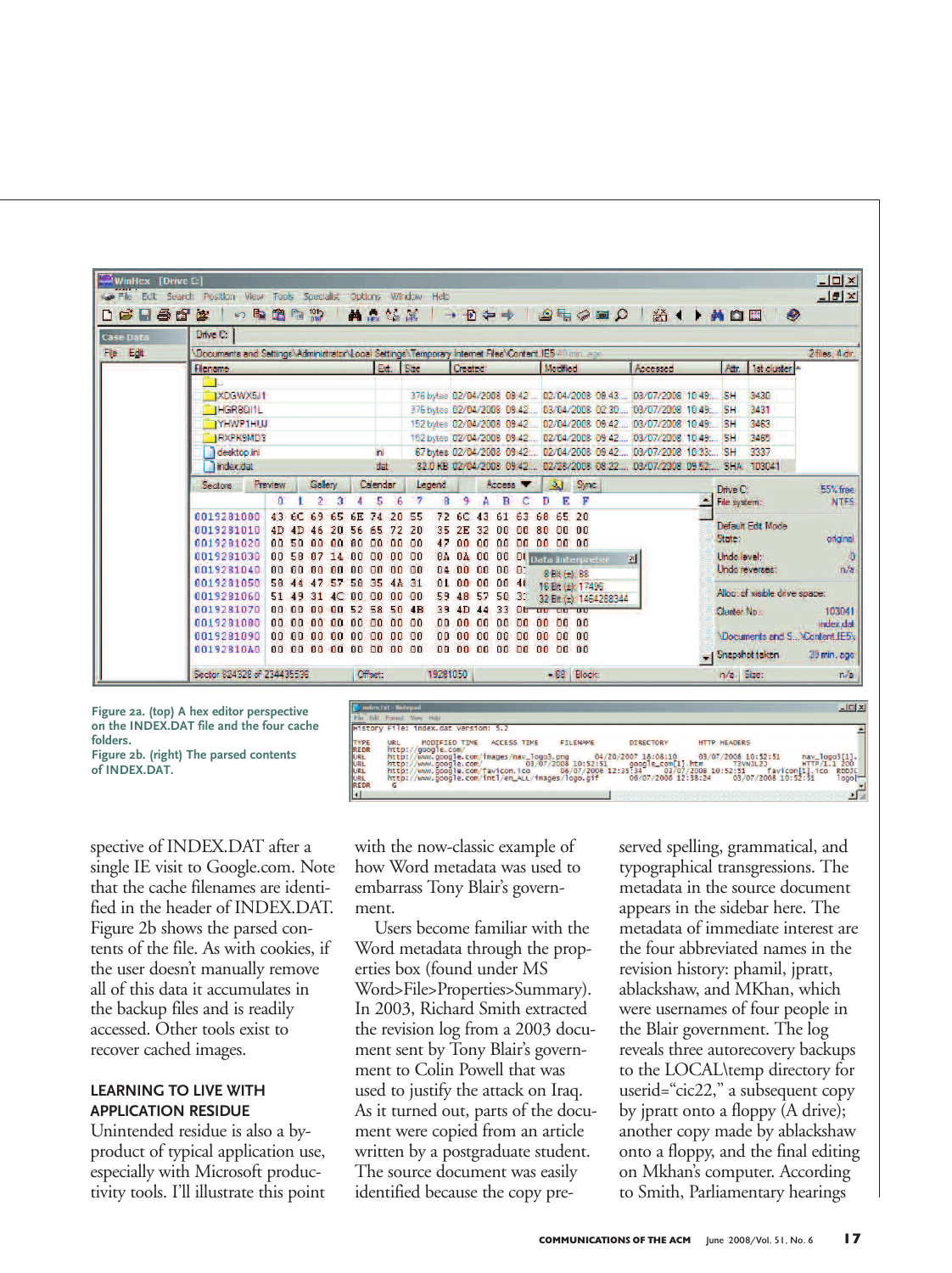Figure 2a. (top) A hex editor perspective on the INDEX.DAT file and the four cache folders.
Figure 2b. (right) The parsed contents of INDEX.DAT.

spective of INDEX.DAT after a single IE visit to Google.com. Note that the cache filenames are identified in the header of INDEX.DAT. Figure 2b shows the parsed contents of the file. As with cookies, if the user doesn't manually remove all of this data it accumulates in the backup files and is readily accessed. Other tools exist to recover cached images.

### LEARNING TO LIVE WITH APPLICATION RESIDUE

Unintended residue is also a byproduct of typical application use, especially with Microsoft productivity tools. I'll illustrate this point with the now-classic example of how Word metadata was used to embarrass Tony Blair's government.

Users become familiar with the Word metadata through the properties box (found under MS Word>File>Properties>Summary). In 2003, Richard Smith extracted the revision log from a 2003 document sent by Tony Blair's government to Colin Powell that was used to justify the attack on Iraq. As it turned out, parts of the document were copied from an article written by a postgraduate student. The source document was easily identified because the copy preserved spelling, grammatical, and typographical transgressions. The metadata in the source document appears in the sidebar here. The metadata of immediate interest are the four abbreviated names in the revision history: phamil, jpratt, ablackshaw, and MKhan, which were usernames of four people in the Blair government. The log reveals three autorecovery backups to the LOCAL\temp directory for userid="cic22," a subsequent copy by jpratt onto a floppy (A drive); another copy made by ablackshaw onto a floppy, and the final editing on Mkhan's computer. According to Smith, Parliamentary hearings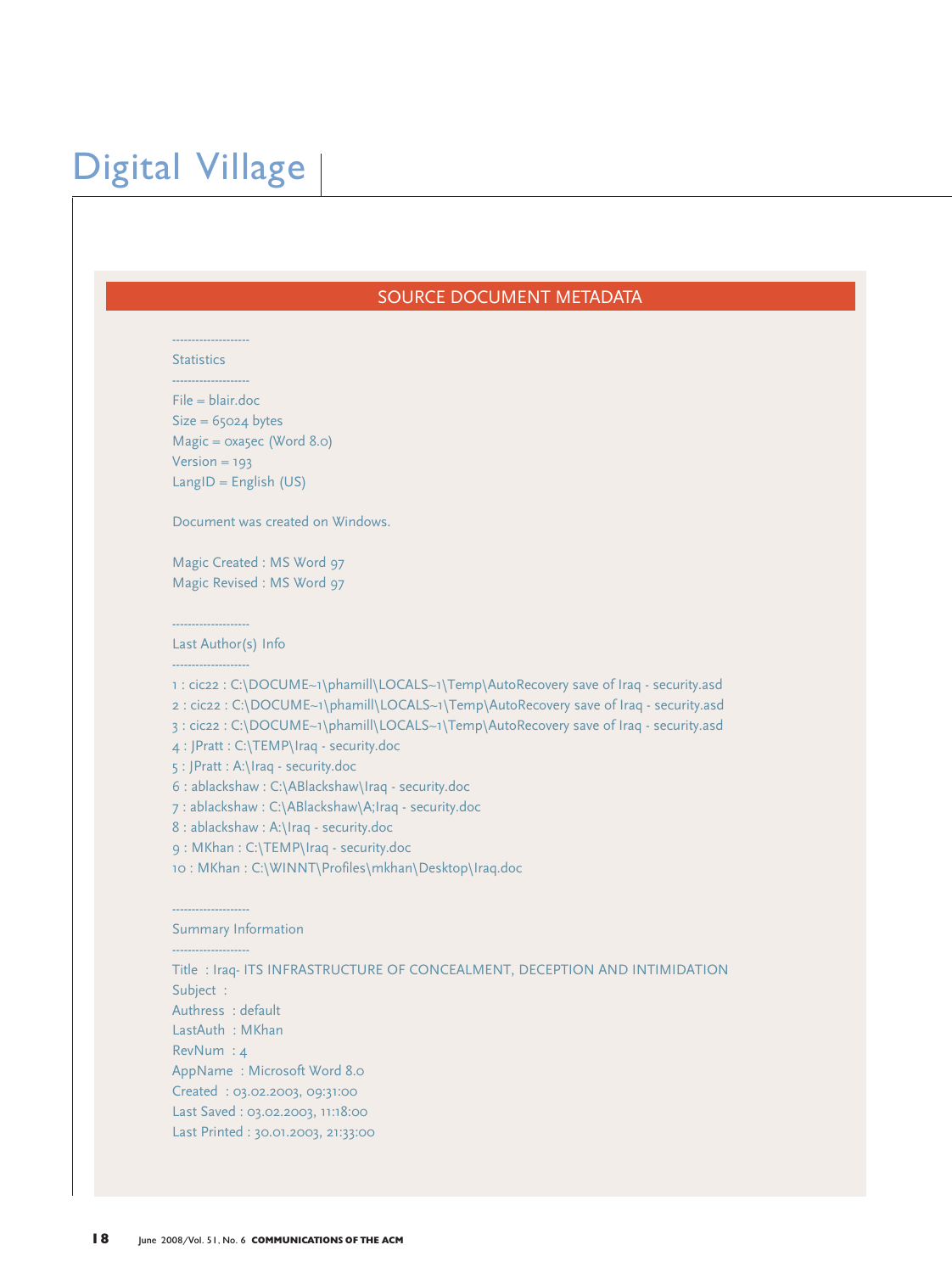## SOURCE DOCUMENT METADATA

```
--------------------
Statistics
--------------------
File = blair.doc
Size = 65024 bytes
Magic = 0xa5ec (Word 8.0)
Version = 193
LangID = English (US)

Document was created on Windows.

Magic Created : MS Word 97
Magic Revised : MS Word 97

--------------------
Last Author(s) Info
--------------------
1 : cic22 : C:\DOCUME~1\phamill\LOCALS~1\Temp\AutoRecovery save of Iraq - security.asd
2 : cic22 : C:\DOCUME~1\phamill\LOCALS~1\Temp\AutoRecovery save of Iraq - security.asd
3 : cic22 : C:\DOCUME~1\phamill\LOCALS~1\Temp\AutoRecovery save of Iraq - security.asd
4 : JPratt : C:\TEMP\Iraq - security.doc
5 : JPratt : A:\Iraq - security.doc
6 : ablackshaw : C:\ABlackshaw\Iraq - security.doc
7 : ablackshaw : C:\ABlackshaw\A;Iraq - security.doc
8 : ablackshaw : A:\Iraq - security.doc
9 : MKhan : C:\TEMP\Iraq - security.doc
10 : MKhan : C:\WINNT\Profiles\mkhan\Desktop\Iraq.doc

--------------------
Summary Information
--------------------
Title  : Iraq- ITS INFRASTRUCTURE OF CONCEALMENT, DECEPTION AND INTIMIDATION
Subject  :
Authress  : default
LastAuth  : MKhan
RevNum  : 4
AppName  : Microsoft Word 8.0
Created  : 03.02.2003, 09:31:00
Last Saved : 03.02.2003, 11:18:00
Last Printed : 30.01.2003, 21:33:00
```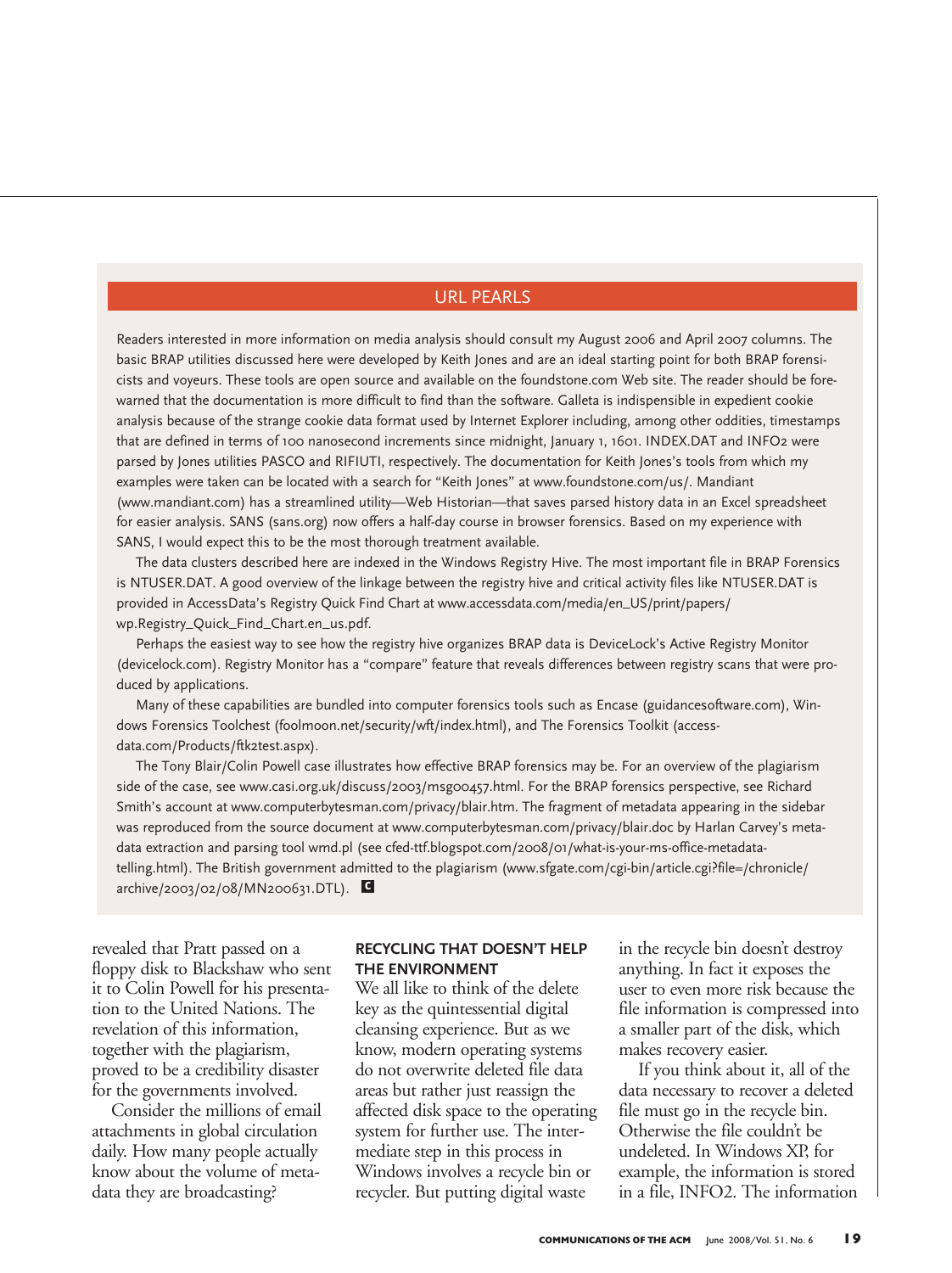## URL PEARLS

Readers interested in more information on media analysis should consult my August 2006 and April 2007 columns. The basic BRAP utilities discussed here were developed by Keith Jones and are an ideal starting point for both BRAP forensicists and voyeurs. These tools are open source and available on the foundstone.com Web site. The reader should be forewarned that the documentation is more difficult to find than the software. Galleta is indispensible in expedient cookie analysis because of the strange cookie data format used by Internet Explorer including, among other oddities, timestamps that are defined in terms of 100 nanosecond increments since midnight, January 1, 1601. INDEX.DAT and INFO2 were parsed by Jones utilities PASCO and RIFIUTI, respectively. The documentation for Keith Jones's tools from which my examples were taken can be located with a search for "Keith Jones" at www.foundstone.com/us/. Mandiant (www.mandiant.com) has a streamlined utility—Web Historian—that saves parsed history data in an Excel spreadsheet for easier analysis. SANS (sans.org) now offers a half-day course in browser forensics. Based on my experience with SANS, I would expect this to be the most thorough treatment available.

The data clusters described here are indexed in the Windows Registry Hive. The most important file in BRAP Forensics is NTUSER.DAT. A good overview of the linkage between the registry hive and critical activity files like NTUSER.DAT is provided in AccessData's Registry Quick Find Chart at www.accessdata.com/media/en_US/print/papers/wp.Registry_Quick_Find_Chart.en_us.pdf.

Perhaps the easiest way to see how the registry hive organizes BRAP data is DeviceLock's Active Registry Monitor (devicelock.com). Registry Monitor has a "compare" feature that reveals differences between registry scans that were produced by applications.

Many of these capabilities are bundled into computer forensics tools such as Encase (guidancesoftware.com), Windows Forensics Toolchest (foolmoon.net/security/wft/index.html), and The Forensics Toolkit (access-data.com/Products/ftk2test.aspx).

The Tony Blair/Colin Powell case illustrates how effective BRAP forensics may be. For an overview of the plagiarism side of the case, see www.casi.org.uk/discuss/2003/msg00457.html. For the BRAP forensics perspective, see Richard Smith's account at www.computerbytesman.com/privacy/blair.htm. The fragment of metadata appearing in the sidebar was reproduced from the source document at www.computerbytesman.com/privacy/blair.doc by Harlan Carvey's metadata extraction and parsing tool wmd.pl (see cfed-ttf.blogspot.com/2008/01/what-is-your-ms-office-metadata-telling.html). The British government admitted to the plagiarism (www.sfgate.com/cgi-bin/article.cgi?file=/chronicle/archive/2003/02/08/MN200631.DTL).

revealed that Pratt passed on a floppy disk to Blackshaw who sent it to Colin Powell for his presentation to the United Nations. The revelation of this information, together with the plagiarism, proved to be a credibility disaster for the governments involved.

Consider the millions of email attachments in global circulation daily. How many people actually know about the volume of metadata they are broadcasting?

### RECYCLING THAT DOESN'T HELP THE ENVIRONMENT

We all like to think of the delete key as the quintessential digital cleansing experience. But as we know, modern operating systems do not overwrite deleted file data areas but rather just reassign the affected disk space to the operating system for further use. The intermediate step in this process in Windows involves a recycle bin or recycler. But putting digital waste in the recycle bin doesn't destroy anything. In fact it exposes the user to even more risk because the file information is compressed into a smaller part of the disk, which makes recovery easier.

If you think about it, all of the data necessary to recover a deleted file must go in the recycle bin. Otherwise the file couldn't be undeleted. In Windows XP, for example, the information is stored in a file, INFO2. The information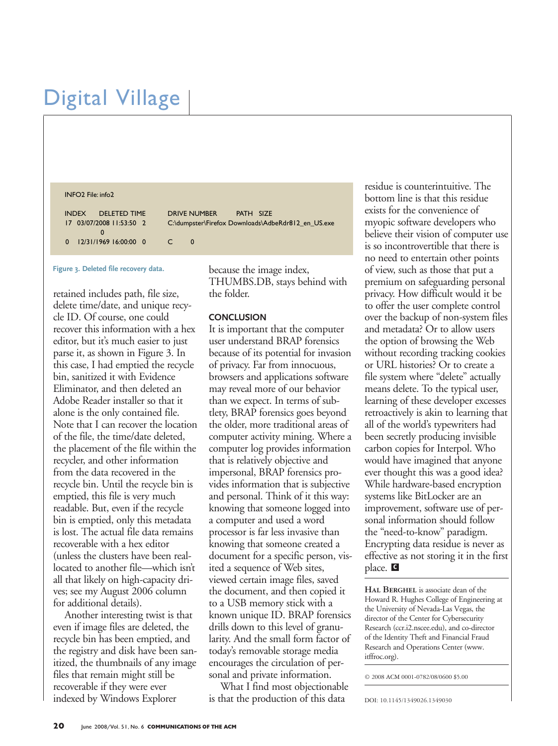INFO2 File: info2

| INDEX | DELETED TIME | DRIVE NUMBER | PATH | SIZE |
|---|---|---|---|---|
| 17 | 03/07/2008 11:53:50 | 2 | C:\dumpster\Firefox Downloads\AdbeRdr812_en_US.exe | 0 |
| 0 | 12/31/1969 16:00:00 | 0 | C | 0 |

Figure 3. Deleted file recovery data.

retained includes path, file size, delete time/date, and unique recycle ID. Of course, one could recover this information with a hex editor, but it's much easier to just parse it, as shown in Figure 3. In this case, I had emptied the recycle bin, sanitized it with Evidence Eliminator, and then deleted an Adobe Reader installer so that it alone is the only contained file. Note that I can recover the location of the file, the time/date deleted, the placement of the file within the recycler, and other information from the data recovered in the recycle bin. Until the recycle bin is emptied, this file is very much readable. But, even if the recycle bin is emptied, only this metadata is lost. The actual file data remains recoverable with a hex editor (unless the clusters have been reallocated to another file—which isn't all that likely on high-capacity drives; see my August 2006 column for additional details).

Another interesting twist is that even if image files are deleted, the recycle bin has been emptied, and the registry and disk have been sanitized, the thumbnails of any image files that remain might still be recoverable if they were ever indexed by Windows Explorer because the image index, THUMBS.DB, stays behind with the folder.

## CONCLUSION

It is important that the computer user understand BRAP forensics because of its potential for invasion of privacy. Far from innocuous, browsers and applications software may reveal more of our behavior than we expect. In terms of subtlety, BRAP forensics goes beyond the older, more traditional areas of computer activity mining. Where a computer log provides information that is relatively objective and impersonal, BRAP forensics provides information that is subjective and personal. Think of it this way: knowing that someone logged into a computer and used a word processor is far less invasive than knowing that someone created a document for a specific person, visited a sequence of Web sites, viewed certain image files, saved the document, and then copied it to a USB memory stick with a known unique ID. BRAP forensics drills down to this level of granularity. And the small form factor of today's removable storage media encourages the circulation of personal and private information.

What I find most objectionable is that the production of this data residue is counterintuitive. The bottom line is that this residue exists for the convenience of myopic software developers who believe their vision of computer use is so incontrovertible that there is no need to entertain other points of view, such as those that put a premium on safeguarding personal privacy. How difficult would it be to offer the user complete control over the backup of non-system files and metadata? Or to allow users the option of browsing the Web without recording tracking cookies or URL histories? Or to create a file system where "delete" actually means delete. To the typical user, learning of these developer excesses retroactively is akin to learning that all of the world's typewriters had been secretly producing invisible carbon copies for Interpol. Who would have imagined that anyone ever thought this was a good idea? While hardware-based encryption systems like BitLocker are an improvement, software use of personal information should follow the "need-to-know" paradigm. Encrypting data residue is never as effective as not storing it in the first place.

**Hal Berghel** is associate dean of the Howard R. Hughes College of Engineering at the University of Nevada-Las Vegas, the director of the Center for Cybersecurity Research (ccr.i2.nscee.edu), and co-director of the Identity Theft and Financial Fraud Research and Operations Center (www.itffroc.org).

© 2008 ACM 0001-0782/08/0600 $5.00

DOI: 10.1145/1349026.1349030